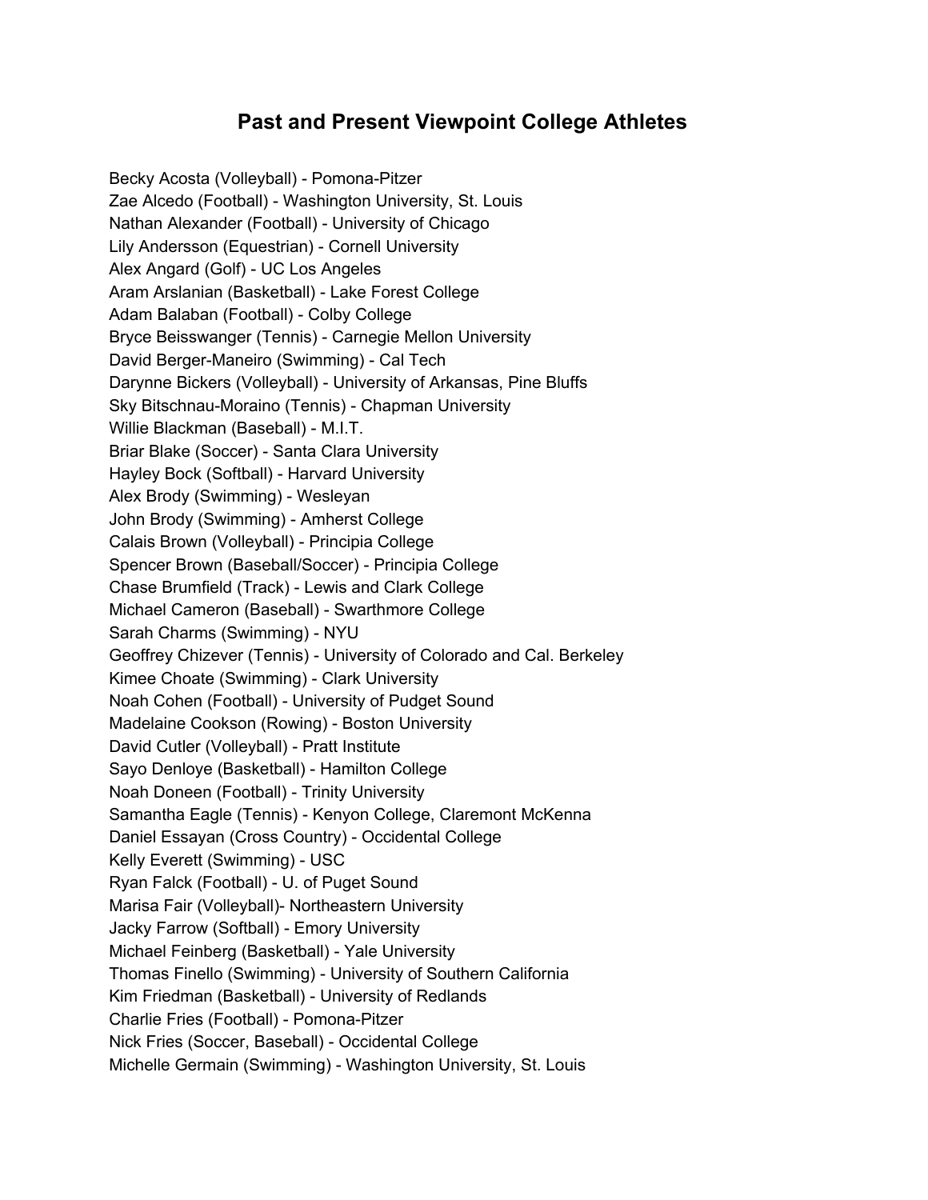# Past and Present Viewpoint College Athletes

Becky Acosta (Volleyball) - Pomona-Pitzer
Zae Alcedo (Football) - Washington University, St. Louis
Nathan Alexander (Football) - University of Chicago
Lily Andersson (Equestrian) - Cornell University
Alex Angard (Golf) - UC Los Angeles
Aram Arslanian (Basketball) - Lake Forest College
Adam Balaban (Football) - Colby College
Bryce Beisswanger (Tennis) - Carnegie Mellon University
David Berger-Maneiro (Swimming) - Cal Tech
Darynne Bickers (Volleyball) - University of Arkansas, Pine Bluffs
Sky Bitschnau-Moraino (Tennis) - Chapman University
Willie Blackman (Baseball) - M.I.T.
Briar Blake (Soccer) - Santa Clara University
Hayley Bock (Softball) - Harvard University
Alex Brody (Swimming) - Wesleyan
John Brody (Swimming) - Amherst College
Calais Brown (Volleyball) - Principia College
Spencer Brown (Baseball/Soccer) - Principia College
Chase Brumfield (Track) - Lewis and Clark College
Michael Cameron (Baseball) - Swarthmore College
Sarah Charms (Swimming) - NYU
Geoffrey Chizever (Tennis) - University of Colorado and Cal. Berkeley
Kimee Choate (Swimming) - Clark University
Noah Cohen (Football) - University of Pudget Sound
Madelaine Cookson (Rowing) - Boston University
David Cutler (Volleyball) - Pratt Institute
Sayo Denloye (Basketball) - Hamilton College
Noah Doneen (Football) - Trinity University
Samantha Eagle (Tennis) - Kenyon College, Claremont McKenna
Daniel Essayan (Cross Country) - Occidental College
Kelly Everett (Swimming) - USC
Ryan Falck (Football) - U. of Puget Sound
Marisa Fair (Volleyball)- Northeastern University
Jacky Farrow (Softball) - Emory University
Michael Feinberg (Basketball) - Yale University
Thomas Finello (Swimming) - University of Southern California
Kim Friedman (Basketball) - University of Redlands
Charlie Fries (Football) - Pomona-Pitzer
Nick Fries (Soccer, Baseball) - Occidental College
Michelle Germain (Swimming) - Washington University, St. Louis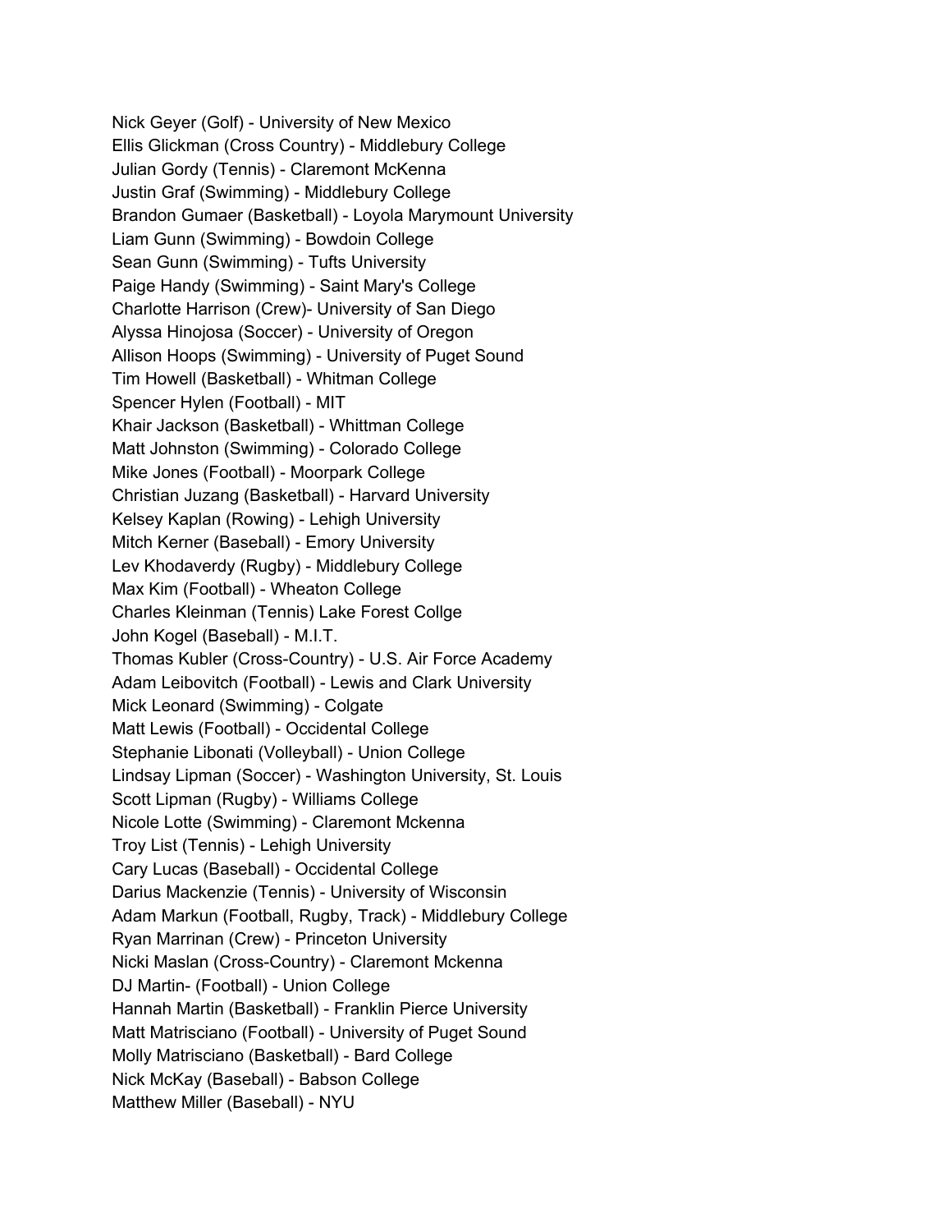Nick Geyer (Golf) - University of New Mexico
Ellis Glickman (Cross Country) - Middlebury College
Julian Gordy (Tennis) - Claremont McKenna
Justin Graf (Swimming) - Middlebury College
Brandon Gumaer (Basketball) - Loyola Marymount University
Liam Gunn (Swimming) - Bowdoin College
Sean Gunn (Swimming) - Tufts University
Paige Handy (Swimming) - Saint Mary's College
Charlotte Harrison (Crew)- University of San Diego
Alyssa Hinojosa (Soccer) - University of Oregon
Allison Hoops (Swimming) - University of Puget Sound
Tim Howell (Basketball) - Whitman College
Spencer Hylen (Football) - MIT
Khair Jackson (Basketball) - Whittman College
Matt Johnston (Swimming) - Colorado College
Mike Jones (Football) - Moorpark College
Christian Juzang (Basketball) - Harvard University
Kelsey Kaplan (Rowing) - Lehigh University
Mitch Kerner (Baseball) - Emory University
Lev Khodaverdy (Rugby) - Middlebury College
Max Kim (Football) - Wheaton College
Charles Kleinman (Tennis) Lake Forest Collge
John Kogel (Baseball) - M.I.T.
Thomas Kubler (Cross-Country) - U.S. Air Force Academy
Adam Leibovitch (Football) - Lewis and Clark University
Mick Leonard (Swimming) - Colgate
Matt Lewis (Football) - Occidental College
Stephanie Libonati (Volleyball) - Union College
Lindsay Lipman (Soccer) - Washington University, St. Louis
Scott Lipman (Rugby) - Williams College
Nicole Lotte (Swimming) - Claremont Mckenna
Troy List (Tennis) - Lehigh University
Cary Lucas (Baseball) - Occidental College
Darius Mackenzie (Tennis) - University of Wisconsin
Adam Markun (Football, Rugby, Track) - Middlebury College
Ryan Marrinan (Crew) - Princeton University
Nicki Maslan (Cross-Country) - Claremont Mckenna
DJ Martin- (Football) - Union College
Hannah Martin (Basketball) - Franklin Pierce University
Matt Matrisciano (Football) - University of Puget Sound
Molly Matrisciano (Basketball) - Bard College
Nick McKay (Baseball) - Babson College
Matthew Miller (Baseball) - NYU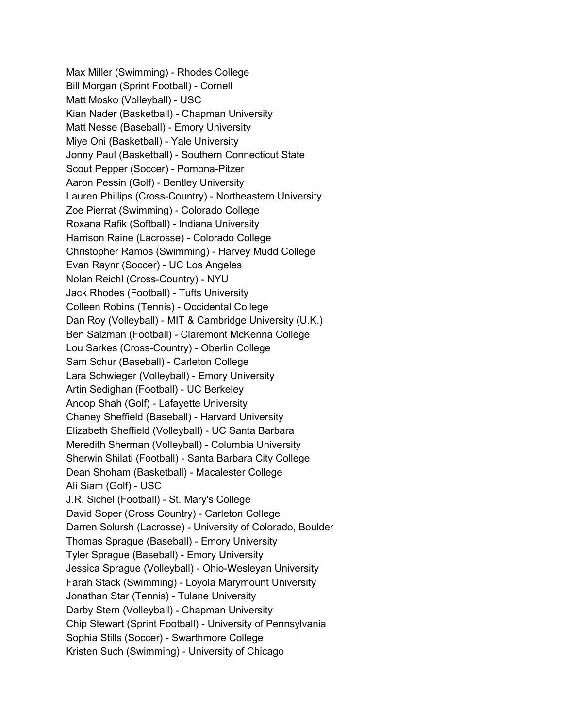Max Miller (Swimming) - Rhodes College
Bill Morgan (Sprint Football) - Cornell
Matt Mosko (Volleyball) - USC
Kian Nader (Basketball) - Chapman University
Matt Nesse (Baseball) - Emory University
Miye Oni (Basketball) - Yale University
Jonny Paul (Basketball) - Southern Connecticut State
Scout Pepper (Soccer) - Pomona-Pitzer
Aaron Pessin (Golf) - Bentley University
Lauren Phillips (Cross-Country) - Northeastern University
Zoe Pierrat (Swimming) - Colorado College
Roxana Rafik (Softball) - Indiana University
Harrison Raine (Lacrosse) - Colorado College
Christopher Ramos (Swimming) - Harvey Mudd College
Evan Raynr (Soccer) - UC Los Angeles
Nolan Reichl (Cross-Country) - NYU
Jack Rhodes (Football) - Tufts University
Colleen Robins (Tennis) - Occidental College
Dan Roy (Volleyball) - MIT & Cambridge University (U.K.)
Ben Salzman (Football) - Claremont McKenna College
Lou Sarkes (Cross-Country) - Oberlin College
Sam Schur (Baseball) - Carleton College
Lara Schwieger (Volleyball) - Emory University
Artin Sedighan (Football) - UC Berkeley
Anoop Shah (Golf) - Lafayette University
Chaney Sheffield (Baseball) - Harvard University
Elizabeth Sheffield (Volleyball) - UC Santa Barbara
Meredith Sherman (Volleyball) - Columbia University
Sherwin Shilati (Football) - Santa Barbara City College
Dean Shoham (Basketball) - Macalester College
Ali Siam (Golf) - USC
J.R. Sichel (Football) - St. Mary's College
David Soper (Cross Country) - Carleton College
Darren Solursh (Lacrosse) - University of Colorado, Boulder
Thomas Sprague (Baseball) - Emory University
Tyler Sprague (Baseball) - Emory University
Jessica Sprague (Volleyball) - Ohio-Wesleyan University
Farah Stack (Swimming) - Loyola Marymount University
Jonathan Star (Tennis) - Tulane University
Darby Stern (Volleyball) - Chapman University
Chip Stewart (Sprint Football) - University of Pennsylvania
Sophia Stills (Soccer) - Swarthmore College
Kristen Such (Swimming) - University of Chicago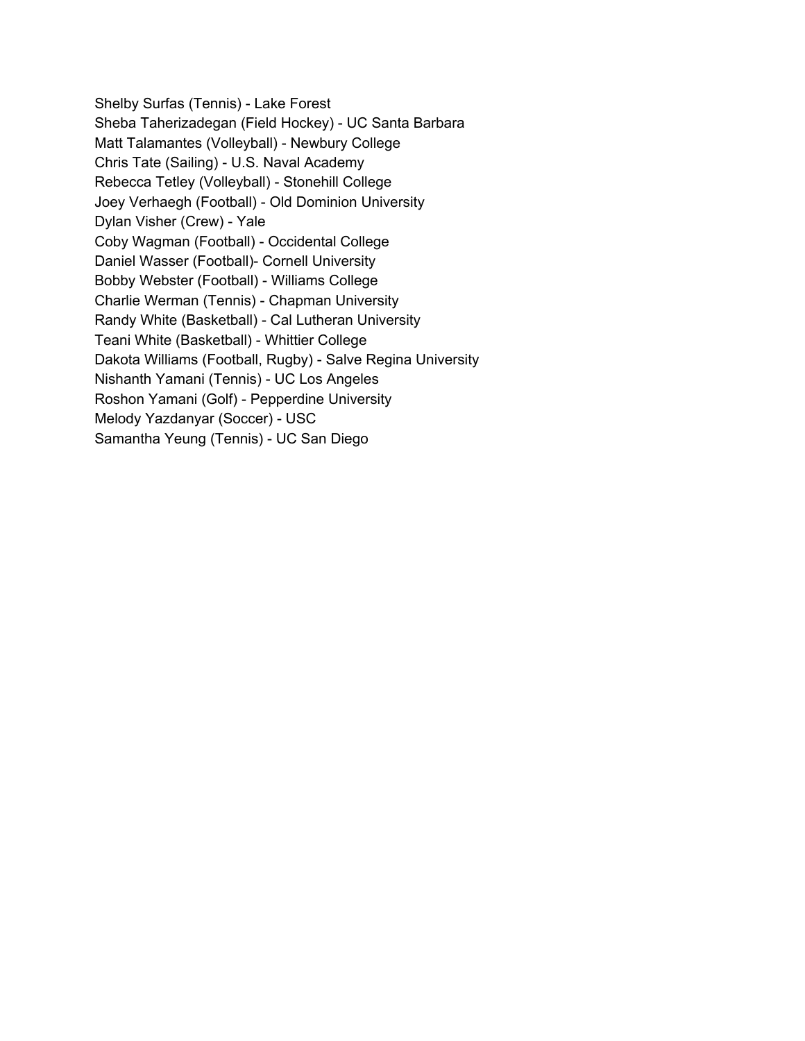Shelby Surfas (Tennis) - Lake Forest
Sheba Taherizadegan (Field Hockey) - UC Santa Barbara
Matt Talamantes (Volleyball) - Newbury College
Chris Tate (Sailing) - U.S. Naval Academy
Rebecca Tetley (Volleyball) - Stonehill College
Joey Verhaegh (Football) - Old Dominion University
Dylan Visher (Crew) - Yale
Coby Wagman (Football) - Occidental College
Daniel Wasser (Football)- Cornell University
Bobby Webster (Football) - Williams College
Charlie Werman (Tennis) - Chapman University
Randy White (Basketball) - Cal Lutheran University
Teani White (Basketball) - Whittier College
Dakota Williams (Football, Rugby) - Salve Regina University
Nishanth Yamani (Tennis) - UC Los Angeles
Roshon Yamani (Golf) - Pepperdine University
Melody Yazdanyar (Soccer) - USC
Samantha Yeung (Tennis) - UC San Diego